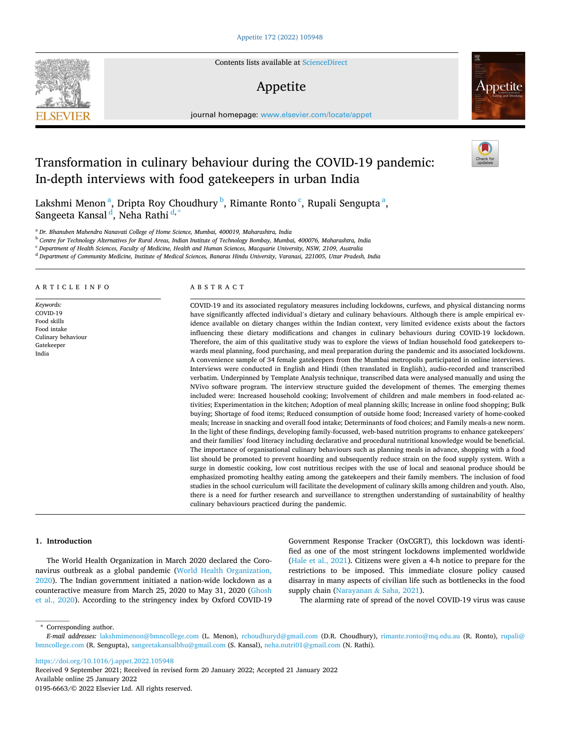# Transformation in culinary behaviour during the COVID-19 pandemic: In-depth interviews with food gatekeepers in urban India

Lakshmi Menon [a], Dripta Roy Choudhury [b], Rimante Ronto [c], Rupali Sengupta [a], Sangeeta Kansal [d], Neha Rathi [d,*]

[a] Dr. Bhanuben Mahendra Nanavati College of Home Science, Mumbai, 400019, Maharashtra, India

[b] Centre for Technology Alternatives for Rural Areas, Indian Institute of Technology Bombay, Mumbai, 400076, Maharashtra, India

[c] Department of Health Sciences, Faculty of Medicine, Health and Human Sciences, Macquarie University, NSW, 2109, Australia

[d] Department of Community Medicine, Institute of Medical Sciences, Banaras Hindu University, Varanasi, 221005, Uttar Pradesh, India

## ARTICLE INFO

*Keywords:*
COVID-19
Food skills
Food intake
Culinary behaviour
Gatekeeper
India

## ABSTRACT

COVID-19 and its associated regulatory measures including lockdowns, curfews, and physical distancing norms have significantly affected individual's dietary and culinary behaviours. Although there is ample empirical evidence available on dietary changes within the Indian context, very limited evidence exists about the factors influencing these dietary modifications and changes in culinary behaviours during COVID-19 lockdown. Therefore, the aim of this qualitative study was to explore the views of Indian household food gatekeepers towards meal planning, food purchasing, and meal preparation during the pandemic and its associated lockdowns. A convenience sample of 34 female gatekeepers from the Mumbai metropolis participated in online interviews. Interviews were conducted in English and Hindi (then translated in English), audio-recorded and transcribed verbatim. Underpinned by Template Analysis technique, transcribed data were analysed manually and using the NVivo software program. The interview structure guided the development of themes. The emerging themes included were: Increased household cooking; Involvement of children and male members in food-related activities; Experimentation in the kitchen; Adoption of meal planning skills; Increase in online food shopping; Bulk buying; Shortage of food items; Reduced consumption of outside home food; Increased variety of home-cooked meals; Increase in snacking and overall food intake; Determinants of food choices; and Family meals-a new norm. In the light of these findings, developing family-focussed, web-based nutrition programs to enhance gatekeepers' and their families' food literacy including declarative and procedural nutritional knowledge would be beneficial. The importance of organisational culinary behaviours such as planning meals in advance, shopping with a food list should be promoted to prevent hoarding and subsequently reduce strain on the food supply system. With a surge in domestic cooking, low cost nutritious recipes with the use of local and seasonal produce should be emphasized promoting healthy eating among the gatekeepers and their family members. The inclusion of food studies in the school curriculum will facilitate the development of culinary skills among children and youth. Also, there is a need for further research and surveillance to strengthen understanding of sustainability of healthy culinary behaviours practiced during the pandemic.

## 1. Introduction

The World Health Organization in March 2020 declared the Coronavirus outbreak as a global pandemic (World Health Organization, 2020). The Indian government initiated a nation-wide lockdown as a counteractive measure from March 25, 2020 to May 31, 2020 (Ghosh et al., 2020). According to the stringency index by Oxford COVID-19 Government Response Tracker (OxCGRT), this lockdown was identified as one of the most stringent lockdowns implemented worldwide (Hale et al., 2021). Citizens were given a 4-h notice to prepare for the restrictions to be imposed. This immediate closure policy caused disarray in many aspects of civilian life such as bottlenecks in the food supply chain (Narayanan & Saha, 2021).

The alarming rate of spread of the novel COVID-19 virus was cause

\* Corresponding author.

*E-mail addresses:* lakshmimenon@bmncollege.com (L. Menon), rchoudhuryd@gmail.com (D.R. Choudhury), rimante.ronto@mq.edu.au (R. Ronto), rupali@bmncollege.com (R. Sengupta), sangeetakansalbhu@gmail.com (S. Kansal), neha.nutri01@gmail.com (N. Rathi).

https://doi.org/10.1016/j.appet.2022.105948

Received 9 September 2021; Received in revised form 20 January 2022; Accepted 21 January 2022

Available online 25 January 2022

0195-6663/© 2022 Elsevier Ltd. All rights reserved.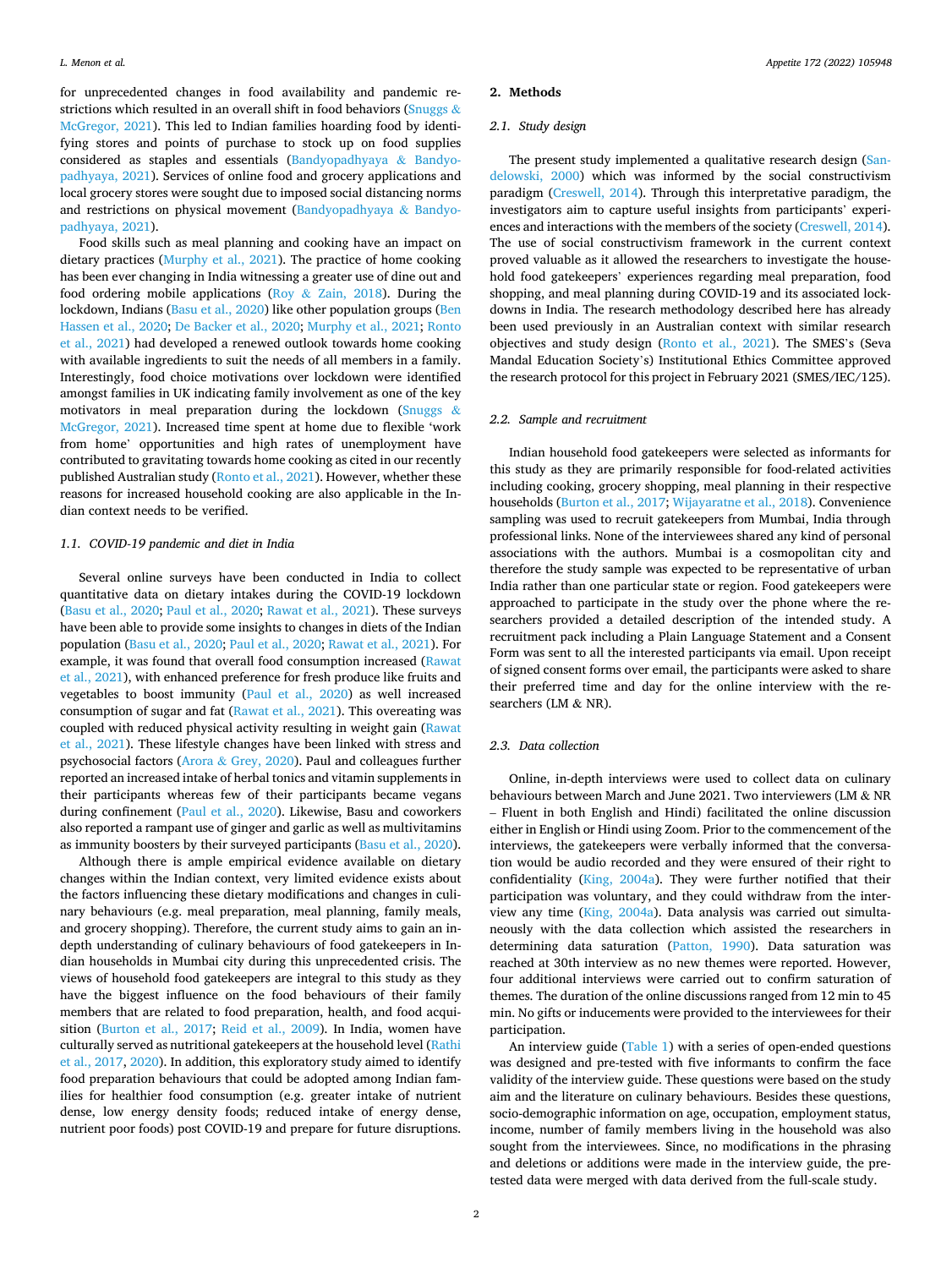for unprecedented changes in food availability and pandemic restrictions which resulted in an overall shift in food behaviors (Snuggs & McGregor, 2021). This led to Indian families hoarding food by identifying stores and points of purchase to stock up on food supplies considered as staples and essentials (Bandyopadhyaya & Bandyopadhyaya, 2021). Services of online food and grocery applications and local grocery stores were sought due to imposed social distancing norms and restrictions on physical movement (Bandyopadhyaya & Bandyopadhyaya, 2021).

Food skills such as meal planning and cooking have an impact on dietary practices (Murphy et al., 2021). The practice of home cooking has been ever changing in India witnessing a greater use of dine out and food ordering mobile applications (Roy & Zain, 2018). During the lockdown, Indians (Basu et al., 2020) like other population groups (Ben Hassen et al., 2020; De Backer et al., 2020; Murphy et al., 2021; Ronto et al., 2021) had developed a renewed outlook towards home cooking with available ingredients to suit the needs of all members in a family. Interestingly, food choice motivations over lockdown were identified amongst families in UK indicating family involvement as one of the key motivators in meal preparation during the lockdown (Snuggs & McGregor, 2021). Increased time spent at home due to flexible 'work from home' opportunities and high rates of unemployment have contributed to gravitating towards home cooking as cited in our recently published Australian study (Ronto et al., 2021). However, whether these reasons for increased household cooking are also applicable in the Indian context needs to be verified.

### 1.1. COVID-19 pandemic and diet in India

Several online surveys have been conducted in India to collect quantitative data on dietary intakes during the COVID-19 lockdown (Basu et al., 2020; Paul et al., 2020; Rawat et al., 2021). These surveys have been able to provide some insights to changes in diets of the Indian population (Basu et al., 2020; Paul et al., 2020; Rawat et al., 2021). For example, it was found that overall food consumption increased (Rawat et al., 2021), with enhanced preference for fresh produce like fruits and vegetables to boost immunity (Paul et al., 2020) as well increased consumption of sugar and fat (Rawat et al., 2021). This overeating was coupled with reduced physical activity resulting in weight gain (Rawat et al., 2021). These lifestyle changes have been linked with stress and psychosocial factors (Arora & Grey, 2020). Paul and colleagues further reported an increased intake of herbal tonics and vitamin supplements in their participants whereas few of their participants became vegans during confinement (Paul et al., 2020). Likewise, Basu and coworkers also reported a rampant use of ginger and garlic as well as multivitamins as immunity boosters by their surveyed participants (Basu et al., 2020).

Although there is ample empirical evidence available on dietary changes within the Indian context, very limited evidence exists about the factors influencing these dietary modifications and changes in culinary behaviours (e.g. meal preparation, meal planning, family meals, and grocery shopping). Therefore, the current study aims to gain an in-depth understanding of culinary behaviours of food gatekeepers in Indian households in Mumbai city during this unprecedented crisis. The views of household food gatekeepers are integral to this study as they have the biggest influence on the food behaviours of their family members that are related to food preparation, health, and food acquisition (Burton et al., 2017; Reid et al., 2009). In India, women have culturally served as nutritional gatekeepers at the household level (Rathi et al., 2017, 2020). In addition, this exploratory study aimed to identify food preparation behaviours that could be adopted among Indian families for healthier food consumption (e.g. greater intake of nutrient dense, low energy density foods; reduced intake of energy dense, nutrient poor foods) post COVID-19 and prepare for future disruptions.

## 2. Methods

### 2.1. Study design

The present study implemented a qualitative research design (Sandelowski, 2000) which was informed by the social constructivism paradigm (Creswell, 2014). Through this interpretative paradigm, the investigators aim to capture useful insights from participants' experiences and interactions with the members of the society (Creswell, 2014). The use of social constructivism framework in the current context proved valuable as it allowed the researchers to investigate the household food gatekeepers' experiences regarding meal preparation, food shopping, and meal planning during COVID-19 and its associated lockdowns in India. The research methodology described here has already been used previously in an Australian context with similar research objectives and study design (Ronto et al., 2021). The SMES's (Seva Mandal Education Society's) Institutional Ethics Committee approved the research protocol for this project in February 2021 (SMES/IEC/125).

### 2.2. Sample and recruitment

Indian household food gatekeepers were selected as informants for this study as they are primarily responsible for food-related activities including cooking, grocery shopping, meal planning in their respective households (Burton et al., 2017; Wijayaratne et al., 2018). Convenience sampling was used to recruit gatekeepers from Mumbai, India through professional links. None of the interviewees shared any kind of personal associations with the authors. Mumbai is a cosmopolitan city and therefore the study sample was expected to be representative of urban India rather than one particular state or region. Food gatekeepers were approached to participate in the study over the phone where the researchers provided a detailed description of the intended study. A recruitment pack including a Plain Language Statement and a Consent Form was sent to all the interested participants via email. Upon receipt of signed consent forms over email, the participants were asked to share their preferred time and day for the online interview with the researchers (LM & NR).

### 2.3. Data collection

Online, in-depth interviews were used to collect data on culinary behaviours between March and June 2021. Two interviewers (LM & NR – Fluent in both English and Hindi) facilitated the online discussion either in English or Hindi using Zoom. Prior to the commencement of the interviews, the gatekeepers were verbally informed that the conversation would be audio recorded and they were ensured of their right to confidentiality (King, 2004a). They were further notified that their participation was voluntary, and they could withdraw from the interview any time (King, 2004a). Data analysis was carried out simultaneously with the data collection which assisted the researchers in determining data saturation (Patton, 1990). Data saturation was reached at 30th interview as no new themes were reported. However, four additional interviews were carried out to confirm saturation of themes. The duration of the online discussions ranged from 12 min to 45 min. No gifts or inducements were provided to the interviewees for their participation.

An interview guide (Table 1) with a series of open-ended questions was designed and pre-tested with five informants to confirm the face validity of the interview guide. These questions were based on the study aim and the literature on culinary behaviours. Besides these questions, socio-demographic information on age, occupation, employment status, income, number of family members living in the household was also sought from the interviewees. Since, no modifications in the phrasing and deletions or additions were made in the interview guide, the pre-tested data were merged with data derived from the full-scale study.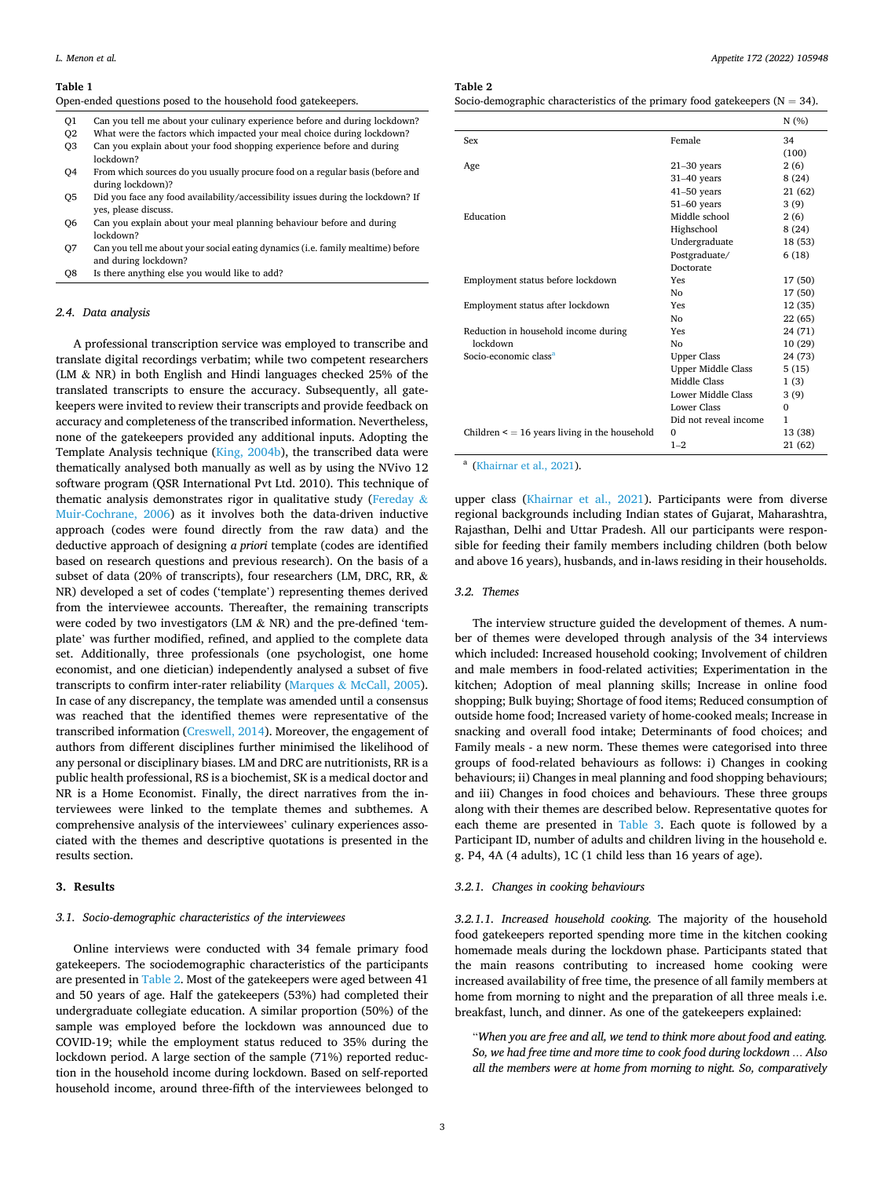**Table 1**
Open-ended questions posed to the household food gatekeepers.

| | |
|---|---|
| Q1 | Can you tell me about your culinary experience before and during lockdown? |
| Q2 | What were the factors which impacted your meal choice during lockdown? |
| Q3 | Can you explain about your food shopping experience before and during lockdown? |
| Q4 | From which sources do you usually procure food on a regular basis (before and during lockdown)? |
| Q5 | Did you face any food availability/accessibility issues during the lockdown? If yes, please discuss. |
| Q6 | Can you explain about your meal planning behaviour before and during lockdown? |
| Q7 | Can you tell me about your social eating dynamics (i.e. family mealtime) before and during lockdown? |
| Q8 | Is there anything else you would like to add? |

### 2.4. Data analysis

A professional transcription service was employed to transcribe and translate digital recordings verbatim; while two competent researchers (LM & NR) in both English and Hindi languages checked 25% of the translated transcripts to ensure the accuracy. Subsequently, all gatekeepers were invited to review their transcripts and provide feedback on accuracy and completeness of the transcribed information. Nevertheless, none of the gatekeepers provided any additional inputs. Adopting the Template Analysis technique (King, 2004b), the transcribed data were thematically analysed both manually as well as by using the NVivo 12 software program (QSR International Pvt Ltd. 2010). This technique of thematic analysis demonstrates rigor in qualitative study (Fereday & Muir-Cochrane, 2006) as it involves both the data-driven inductive approach (codes were found directly from the raw data) and the deductive approach of designing *a priori* template (codes are identified based on research questions and previous research). On the basis of a subset of data (20% of transcripts), four researchers (LM, DRC, RR, & NR) developed a set of codes ('template') representing themes derived from the interviewee accounts. Thereafter, the remaining transcripts were coded by two investigators (LM & NR) and the pre-defined 'template' was further modified, refined, and applied to the complete data set. Additionally, three professionals (one psychologist, one home economist, and one dietician) independently analysed a subset of five transcripts to confirm inter-rater reliability (Marques & McCall, 2005). In case of any discrepancy, the template was amended until a consensus was reached that the identified themes were representative of the transcribed information (Creswell, 2014). Moreover, the engagement of authors from different disciplines further minimised the likelihood of any personal or disciplinary biases. LM and DRC are nutritionists, RR is a public health professional, RS is a biochemist, SK is a medical doctor and NR is a Home Economist. Finally, the direct narratives from the interviewees were linked to the template themes and subthemes. A comprehensive analysis of the interviewees' culinary experiences associated with the themes and descriptive quotations is presented in the results section.

## 3. Results

### 3.1. Socio-demographic characteristics of the interviewees

Online interviews were conducted with 34 female primary food gatekeepers. The sociodemographic characteristics of the participants are presented in Table 2. Most of the gatekeepers were aged between 41 and 50 years of age. Half the gatekeepers (53%) had completed their undergraduate collegiate education. A similar proportion (50%) of the sample was employed before the lockdown was announced due to COVID-19; while the employment status reduced to 35% during the lockdown period. A large section of the sample (71%) reported reduction in the household income during lockdown. Based on self-reported household income, around three-fifth of the interviewees belonged to upper class (Khairnar et al., 2021). Participants were from diverse regional backgrounds including Indian states of Gujarat, Maharashtra, Rajasthan, Delhi and Uttar Pradesh. All our participants were responsible for feeding their family members including children (both below and above 16 years), husbands, and in-laws residing in their households.

**Table 2**
Socio-demographic characteristics of the primary food gatekeepers (N = 34).

| | | N (%) |
|---|---|---|
| Sex | Female | 34 (100) |
| Age | 21–30 years | 2 (6) |
| | 31–40 years | 8 (24) |
| | 41–50 years | 21 (62) |
| | 51–60 years | 3 (9) |
| Education | Middle school | 2 (6) |
| | Highschool | 8 (24) |
| | Undergraduate | 18 (53) |
| | Postgraduate/ Doctorate | 6 (18) |
| Employment status before lockdown | Yes | 17 (50) |
| | No | 17 (50) |
| Employment status after lockdown | Yes | 12 (35) |
| | No | 22 (65) |
| Reduction in household income during lockdown | Yes | 24 (71) |
| | No | 10 (29) |
| Socio-economic class[a] | Upper Class | 24 (73) |
| | Upper Middle Class | 5 (15) |
| | Middle Class | 1 (3) |
| | Lower Middle Class | 3 (9) |
| | Lower Class | 0 |
| | Did not reveal income | 1 |
| Children < = 16 years living in the household | 0 | 13 (38) |
| | 1–2 | 21 (62) |

[a] (Khairnar et al., 2021).

### 3.2. Themes

The interview structure guided the development of themes. A number of themes were developed through analysis of the 34 interviews which included: Increased household cooking; Involvement of children and male members in food-related activities; Experimentation in the kitchen; Adoption of meal planning skills; Increase in online food shopping; Bulk buying; Shortage of food items; Reduced consumption of outside home food; Increased variety of home-cooked meals; Increase in snacking and overall food intake; Determinants of food choices; and Family meals - a new norm. These themes were categorised into three groups of food-related behaviours as follows: i) Changes in cooking behaviours; ii) Changes in meal planning and food shopping behaviours; and iii) Changes in food choices and behaviours. These three groups along with their themes are described below. Representative quotes for each theme are presented in Table 3. Each quote is followed by a Participant ID, number of adults and children living in the household e. g. P4, 4A (4 adults), 1C (1 child less than 16 years of age).

#### 3.2.1. Changes in cooking behaviours

*3.2.1.1. Increased household cooking.* The majority of the household food gatekeepers reported spending more time in the kitchen cooking homemade meals during the lockdown phase. Participants stated that the main reasons contributing to increased home cooking were increased availability of free time, the presence of all family members at home from morning to night and the preparation of all three meals i.e. breakfast, lunch, and dinner. As one of the gatekeepers explained:

> "*When you are free and all, we tend to think more about food and eating. So, we had free time and more time to cook food during lockdown … Also all the members were at home from morning to night. So, comparatively*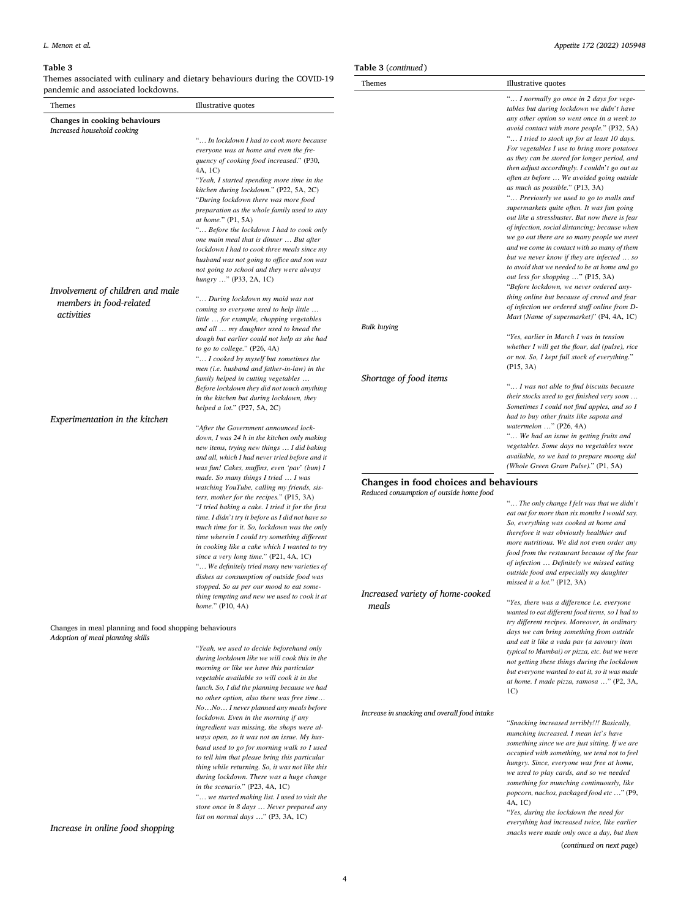**Table 3**
Themes associated with culinary and dietary behaviours during the COVID-19 pandemic and associated lockdowns.

| Themes | Illustrative quotes |
|---|---|
| **Changes in cooking behaviours** | |
| *Increased household cooking* | "… *In lockdown I had to cook more because everyone was at home and even the frequency of cooking food increased*." (P30, 4A, 1C)<br>"*Yeah, I started spending more time in the kitchen during lockdown*." (P22, 5A, 2C)<br>"*During lockdown there was more food preparation as the whole family used to stay at home*." (P1, 5A)<br>"… *Before the lockdown I had to cook only one main meal that is dinner … But after lockdown I had to cook three meals since my husband was not going to office and son was not going to school and they were always hungry* …" (P33, 2A, 1C) |
| *Involvement of children and male members in food-related activities* | "… *During lockdown my maid was not coming so everyone used to help little … little … for example, chopping vegetables and all … my daughter used to knead the dough but earlier could not help as she had to go to college*." (P26, 4A)<br>"… *I cooked by myself but sometimes the men (i.e. husband and father-in-law) in the family helped in cutting vegetables … Before lockdown they did not touch anything in the kitchen but during lockdown, they helped a lot*." (P27, 5A, 2C) |
| *Experimentation in the kitchen* | "*After the Government announced lockdown, I was 24 h in the kitchen only making new items, trying new things … I did baking and all, which I had never tried before and it was fun! Cakes, muffins, even 'pav' (bun) I made. So many things I tried … I was watching YouTube, calling my friends, sisters, mother for the recipes*." (P15, 3A)<br>"*I tried baking a cake. I tried it for the first time. I didn't try it before as I did not have so much time for it. So, lockdown was the only time wherein I could try something different in cooking like a cake which I wanted to try since a very long time*." (P21, 4A, 1C)<br>"… *We definitely tried many new varieties of dishes as consumption of outside food was stopped. So as per our mood to eat something tempting and new we used to cook it at home*." (P10, 4A) |
| Changes in meal planning and food shopping behaviours | |
| *Adoption of meal planning skills* | "*Yeah, we used to decide beforehand only during lockdown like we will cook this in the morning or like we have this particular vegetable available so will cook it in the lunch. So, I did the planning because we had no other option, also there was free time… No…No… I never planned any meals before lockdown. Even in the morning if any ingredient was missing, the shops were always open, so it was not an issue. My husband used to go for morning walk so I used to tell him that please bring this particular thing while returning. So, it was not like this during lockdown. There was a huge change in the scenario*." (P23, 4A, 1C)<br>"… *we started making list. I used to visit the store once in 8 days … Never prepared any list on normal days* …" (P3, 3A, 1C) |
| *Increase in online food shopping* | "… *I normally go once in 2 days for vegetables but during lockdown we didn't have any other option so went once in a week to avoid contact with more people*." (P32, 5A)<br>"… *I tried to stock up for at least 10 days. For vegetables I use to bring more potatoes as they can be stored for longer period, and then adjust accordingly. I couldn't go out as often as before … We avoided going outside as much as possible*." (P13, 3A)<br>"… *Previously we used to go to malls and supermarkets quite often. It was fun going out like a stressbuster. But now there is fear of infection, social distancing; because when we go out there are so many people we meet and we come in contact with so many of them but we never know if they are infected … so to avoid that we needed to be at home and go out less for shopping* …" (P15, 3A)<br>"*Before lockdown, we never ordered anything online but because of crowd and fear of infection we ordered stuff online from D-Mart (Name of supermarket)*" (P4, 4A, 1C) |
| *Bulk buying* | "*Yes, earlier in March I was in tension whether I will get the flour, dal (pulse), rice or not. So, I kept full stock of everything*." (P15, 3A) |
| *Shortage of food items* | "… *I was not able to find biscuits because their stocks used to get finished very soon … Sometimes I could not find apples, and so I had to buy other fruits like sapota and watermelon* …" (P26, 4A)<br>"… *We had an issue in getting fruits and vegetables. Some days no vegetables were available, so we had to prepare moong dal (Whole Green Gram Pulse)*." (P1, 5A) |
| **Changes in food choices and behaviours** | |
| *Reduced consumption of outside home food* | "… *The only change I felt was that we didn't eat out for more than six months I would say. So, everything was cooked at home and therefore it was obviously healthier and more nutritious. We did not even order any food from the restaurant because of the fear of infection … Definitely we missed eating outside food and especially my daughter missed it a lot*." (P12, 3A) |
| *Increased variety of home-cooked meals* | "*Yes, there was a difference i.e. everyone wanted to eat different food items, so I had to try different recipes. Moreover, in ordinary days we can bring something from outside and eat it like a vada pav (a savoury item typical to Mumbai) or pizza, etc. but we were not getting these things during the lockdown but everyone wanted to eat it, so it was made at home. I made pizza, samosa* …" (P2, 3A, 1C) |
| *Increase in snacking and overall food intake* | "*Snacking increased terribly!!! Basically, munching increased. I mean let's have something since we are just sitting. If we are occupied with something, we tend not to feel hungry. Since, everyone was free at home, we used to play cards, and so we needed something for munching continuously, like popcorn, nachos, packaged food etc* …" (P9, 4A, 1C)<br>"*Yes, during the lockdown the need for everything had increased twice, like earlier snacks were made only once a day, but then* |

(*continued on next page*)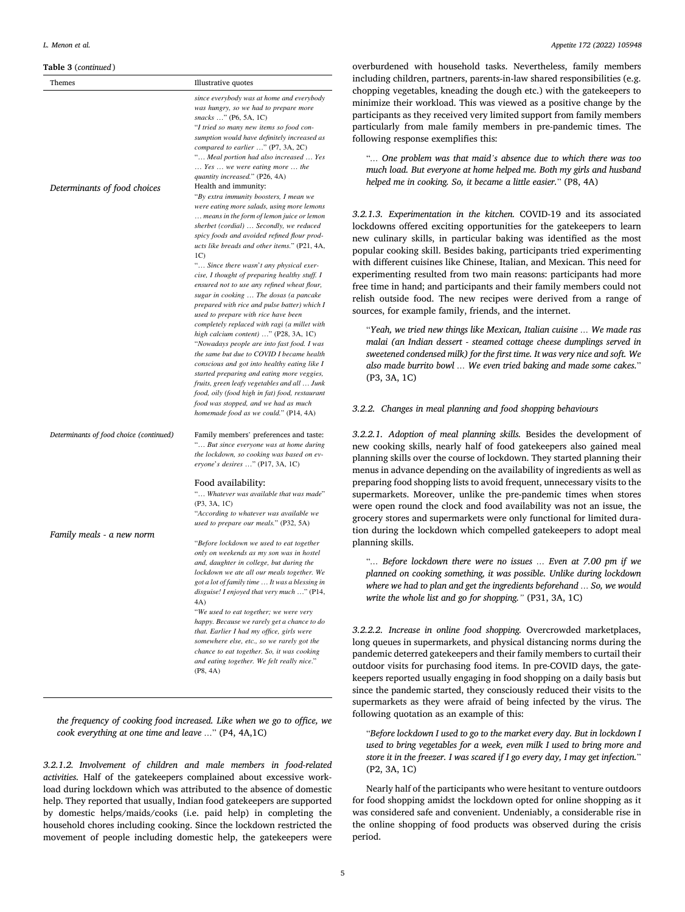**Table 3** (*continued*)

| Themes | Illustrative quotes |
|---|---|
| | *since everybody was at home and everybody was hungry, so we had to prepare more snacks …*" (P6, 5A, 1C) "*I tried so many new items so food consumption would have definitely increased as compared to earlier …*" (P7, 3A, 2C) "*… Meal portion had also increased … Yes … Yes … we were eating more … the quantity increased.*" (P26, 4A) |
| *Determinants of food choices* | Health and immunity: "*By extra immunity boosters, I mean we were eating more salads, using more lemons … means in the form of lemon juice or lemon sherbet (cordial) … Secondly, we reduced spicy foods and avoided refined flour products like breads and other items.*" (P21, 4A, 1C) "*… Since there wasn't any physical exercise, I thought of preparing healthy stuff. I ensured not to use any refined wheat flour, sugar in cooking … The dosas (a pancake prepared with rice and pulse batter) which I used to prepare with rice have been completely replaced with ragi (a millet with high calcium content) …*" (P28, 3A, 1C) "*Nowadays people are into fast food. I was the same but due to COVID I became health conscious and got into healthy eating like I started preparing and eating more veggies, fruits, green leafy vegetables and all … Junk food, oily (food high in fat) food, restaurant food was stopped, and we had as much homemade food as we could.*" (P14, 4A) |
| *Determinants of food choice (continued)* | Family members' preferences and taste: "*… But since everyone was at home during the lockdown, so cooking was based on everyone's desires …*" (P17, 3A, 1C) |
| | Food availability: "*… Whatever was available that was made*" (P3, 3A, 1C) "*According to whatever was available we used to prepare our meals.*" (P32, 5A) |
| *Family meals - a new norm* | "*Before lockdown we used to eat together only on weekends as my son was in hostel and, daughter in college, but during the lockdown we ate all our meals together. We got a lot of family time … It was a blessing in disguise! I enjoyed that very much …*" (P14, 4A) "*We used to eat together; we were very happy. Because we rarely get a chance to do that. Earlier I had my office, girls were somewhere else, etc., so we rarely got the chance to eat together. So, it was cooking and eating together. We felt really nice.*" (P8, 4A) |

*the frequency of cooking food increased. Like when we go to office, we cook everything at one time and leave …*" (P4, 4A,1C)

*3.2.1.2. Involvement of children and male members in food-related activities.* Half of the gatekeepers complained about excessive workload during lockdown which was attributed to the absence of domestic help. They reported that usually, Indian food gatekeepers are supported by domestic helps/maids/cooks (i.e. paid help) in completing the household chores including cooking. Since the lockdown restricted the movement of people including domestic help, the gatekeepers were overburdened with household tasks. Nevertheless, family members including children, partners, parents-in-law shared responsibilities (e.g. chopping vegetables, kneading the dough etc.) with the gatekeepers to minimize their workload. This was viewed as a positive change by the participants as they received very limited support from family members particularly from male family members in pre-pandemic times. The following response exemplifies this:

> "*… One problem was that maid's absence due to which there was too much load. But everyone at home helped me. Both my girls and husband helped me in cooking. So, it became a little easier.*" (P8, 4A)

*3.2.1.3. Experimentation in the kitchen.* COVID-19 and its associated lockdowns offered exciting opportunities for the gatekeepers to learn new culinary skills, in particular baking was identified as the most popular cooking skill. Besides baking, participants tried experimenting with different cuisines like Chinese, Italian, and Mexican. This need for experimenting resulted from two main reasons: participants had more free time in hand; and participants and their family members could not relish outside food. The new recipes were derived from a range of sources, for example family, friends, and the internet.

> "*Yeah, we tried new things like Mexican, Italian cuisine … We made ras malai (an Indian dessert - steamed cottage cheese dumplings served in sweetened condensed milk) for the first time. It was very nice and soft. We also made burrito bowl … We even tried baking and made some cakes.*" (P3, 3A, 1C)

### *3.2.2. Changes in meal planning and food shopping behaviours*

*3.2.2.1. Adoption of meal planning skills.* Besides the development of new cooking skills, nearly half of food gatekeepers also gained meal planning skills over the course of lockdown. They started planning their menus in advance depending on the availability of ingredients as well as preparing food shopping lists to avoid frequent, unnecessary visits to the supermarkets. Moreover, unlike the pre-pandemic times when stores were open round the clock and food availability was not an issue, the grocery stores and supermarkets were only functional for limited duration during the lockdown which compelled gatekeepers to adopt meal planning skills.

> "*… Before lockdown there were no issues … Even at 7.00 pm if we planned on cooking something, it was possible. Unlike during lockdown where we had to plan and get the ingredients beforehand … So, we would write the whole list and go for shopping.*" (P31, 3A, 1C)

*3.2.2.2. Increase in online food shopping.* Overcrowded marketplaces, long queues in supermarkets, and physical distancing norms during the pandemic deterred gatekeepers and their family members to curtail their outdoor visits for purchasing food items. In pre-COVID days, the gatekeepers reported usually engaging in food shopping on a daily basis but since the pandemic started, they consciously reduced their visits to the supermarkets as they were afraid of being infected by the virus. The following quotation as an example of this:

> "*Before lockdown I used to go to the market every day. But in lockdown I used to bring vegetables for a week, even milk I used to bring more and store it in the freezer. I was scared if I go every day, I may get infection.*" (P2, 3A, 1C)

Nearly half of the participants who were hesitant to venture outdoors for food shopping amidst the lockdown opted for online shopping as it was considered safe and convenient. Undeniably, a considerable rise in the online shopping of food products was observed during the crisis period.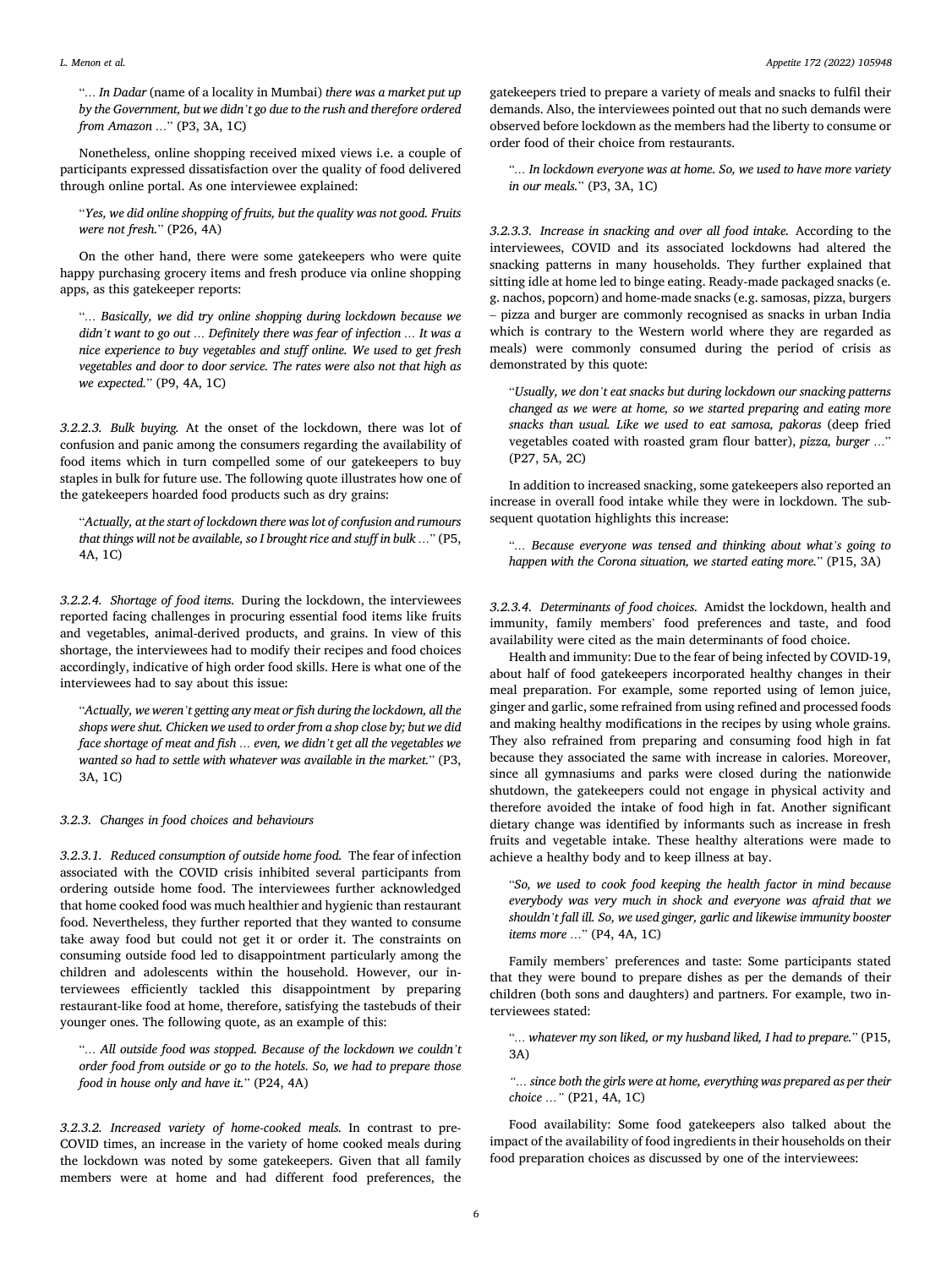"… *In Dadar* (name of a locality in Mumbai) *there was a market put up by the Government, but we didn't go due to the rush and therefore ordered from Amazon* …" (P3, 3A, 1C)

Nonetheless, online shopping received mixed views i.e. a couple of participants expressed dissatisfaction over the quality of food delivered through online portal. As one interviewee explained:

"*Yes, we did online shopping of fruits, but the quality was not good. Fruits were not fresh.*" (P26, 4A)

On the other hand, there were some gatekeepers who were quite happy purchasing grocery items and fresh produce via online shopping apps, as this gatekeeper reports:

"… *Basically, we did try online shopping during lockdown because we didn't want to go out* … *Definitely there was fear of infection* … *It was a nice experience to buy vegetables and stuff online. We used to get fresh vegetables and door to door service. The rates were also not that high as we expected.*" (P9, 4A, 1C)

#### 3.2.2.3. Bulk buying.

At the onset of the lockdown, there was lot of confusion and panic among the consumers regarding the availability of food items which in turn compelled some of our gatekeepers to buy staples in bulk for future use. The following quote illustrates how one of the gatekeepers hoarded food products such as dry grains:

"*Actually, at the start of lockdown there was lot of confusion and rumours that things will not be available, so I brought rice and stuff in bulk* …" (P5, 4A, 1C)

#### 3.2.2.4. Shortage of food items.

During the lockdown, the interviewees reported facing challenges in procuring essential food items like fruits and vegetables, animal-derived products, and grains. In view of this shortage, the interviewees had to modify their recipes and food choices accordingly, indicative of high order food skills. Here is what one of the interviewees had to say about this issue:

"*Actually, we weren't getting any meat or fish during the lockdown, all the shops were shut. Chicken we used to order from a shop close by; but we did face shortage of meat and fish* … *even, we didn't get all the vegetables we wanted so had to settle with whatever was available in the market.*" (P3, 3A, 1C)

### 3.2.3. Changes in food choices and behaviours

#### 3.2.3.1. Reduced consumption of outside home food.

The fear of infection associated with the COVID crisis inhibited several participants from ordering outside home food. The interviewees further acknowledged that home cooked food was much healthier and hygienic than restaurant food. Nevertheless, they further reported that they wanted to consume take away food but could not get it or order it. The constraints on consuming outside food led to disappointment particularly among the children and adolescents within the household. However, our interviewees efficiently tackled this disappointment by preparing restaurant-like food at home, therefore, satisfying the tastebuds of their younger ones. The following quote, as an example of this:

"… *All outside food was stopped. Because of the lockdown we couldn't order food from outside or go to the hotels. So, we had to prepare those food in house only and have it.*" (P24, 4A)

#### 3.2.3.2. Increased variety of home-cooked meals.

In contrast to pre-COVID times, an increase in the variety of home cooked meals during the lockdown was noted by some gatekeepers. Given that all family members were at home and had different food preferences, the gatekeepers tried to prepare a variety of meals and snacks to fulfil their demands. Also, the interviewees pointed out that no such demands were observed before lockdown as the members had the liberty to consume or order food of their choice from restaurants.

"… *In lockdown everyone was at home. So, we used to have more variety in our meals.*" (P3, 3A, 1C)

#### 3.2.3.3. Increase in snacking and over all food intake.

According to the interviewees, COVID and its associated lockdowns had altered the snacking patterns in many households. They further explained that sitting idle at home led to binge eating. Ready-made packaged snacks (e.g. nachos, popcorn) and home-made snacks (e.g. samosas, pizza, burgers – pizza and burger are commonly recognised as snacks in urban India which is contrary to the Western world where they are regarded as meals) were commonly consumed during the period of crisis as demonstrated by this quote:

"*Usually, we don't eat snacks but during lockdown our snacking patterns changed as we were at home, so we started preparing and eating more snacks than usual. Like we used to eat samosa, pakoras* (deep fried vegetables coated with roasted gram flour batter), *pizza, burger* …" (P27, 5A, 2C)

In addition to increased snacking, some gatekeepers also reported an increase in overall food intake while they were in lockdown. The subsequent quotation highlights this increase:

"… *Because everyone was tensed and thinking about what's going to happen with the Corona situation, we started eating more.*" (P15, 3A)

#### 3.2.3.4. Determinants of food choices.

Amidst the lockdown, health and immunity, family members' food preferences and taste, and food availability were cited as the main determinants of food choice.

Health and immunity: Due to the fear of being infected by COVID-19, about half of food gatekeepers incorporated healthy changes in their meal preparation. For example, some reported using of lemon juice, ginger and garlic, some refrained from using refined and processed foods and making healthy modifications in the recipes by using whole grains. They also refrained from preparing and consuming food high in fat because they associated the same with increase in calories. Moreover, since all gymnasiums and parks were closed during the nationwide shutdown, the gatekeepers could not engage in physical activity and therefore avoided the intake of food high in fat. Another significant dietary change was identified by informants such as increase in fresh fruits and vegetable intake. These healthy alterations were made to achieve a healthy body and to keep illness at bay.

"*So, we used to cook food keeping the health factor in mind because everybody was very much in shock and everyone was afraid that we shouldn't fall ill. So, we used ginger, garlic and likewise immunity booster items more* …" (P4, 4A, 1C)

Family members' preferences and taste: Some participants stated that they were bound to prepare dishes as per the demands of their children (both sons and daughters) and partners. For example, two interviewees stated:

"… *whatever my son liked, or my husband liked, I had to prepare.*" (P15, 3A)

*"… since both the girls were at home, everything was prepared as per their choice …"* (P21, 4A, 1C)

Food availability: Some food gatekeepers also talked about the impact of the availability of food ingredients in their households on their food preparation choices as discussed by one of the interviewees: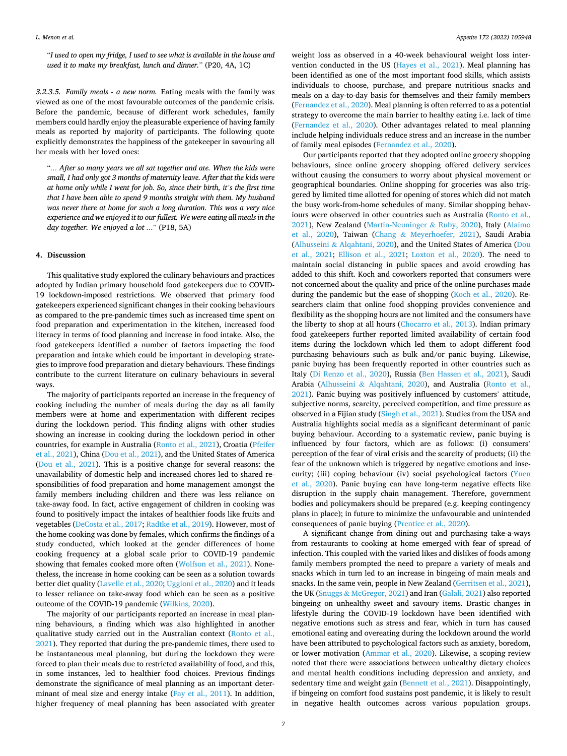"*I used to open my fridge, I used to see what is available in the house and used it to make my breakfast, lunch and dinner.*" (P20, 4A, 1C)

#### 3.2.3.5. Family meals - a new norm.

Eating meals with the family was viewed as one of the most favourable outcomes of the pandemic crisis. Before the pandemic, because of different work schedules, family members could hardly enjoy the pleasurable experience of having family meals as reported by majority of participants. The following quote explicitly demonstrates the happiness of the gatekeeper in savouring all her meals with her loved ones:

"*… After so many years we all sat together and ate. When the kids were small, I had only got 3 months of maternity leave. After that the kids were at home only while I went for job. So, since their birth, it's the first time that I have been able to spend 9 months straight with them. My husband was never there at home for such a long duration. This was a very nice experience and we enjoyed it to our fullest. We were eating all meals in the day together. We enjoyed a lot …*" (P18, 5A)

## 4. Discussion

This qualitative study explored the culinary behaviours and practices adopted by Indian primary household food gatekeepers due to COVID-19 lockdown-imposed restrictions. We observed that primary food gatekeepers experienced significant changes in their cooking behaviours as compared to the pre-pandemic times such as increased time spent on food preparation and experimentation in the kitchen, increased food literacy in terms of food planning and increase in food intake. Also, the food gatekeepers identified a number of factors impacting the food preparation and intake which could be important in developing strategies to improve food preparation and dietary behaviours. These findings contribute to the current literature on culinary behaviours in several ways.

The majority of participants reported an increase in the frequency of cooking including the number of meals during the day as all family members were at home and experimentation with different recipes during the lockdown period. This finding aligns with other studies showing an increase in cooking during the lockdown period in other countries, for example in Australia (Ronto et al., 2021), Croatia (Pfeifer et al., 2021), China (Dou et al., 2021), and the United States of America (Dou et al., 2021). This is a positive change for several reasons: the unavailability of domestic help and increased chores led to shared responsibilities of food preparation and home management amongst the family members including children and there was less reliance on take-away food. In fact, active engagement of children in cooking was found to positively impact the intakes of healthier foods like fruits and vegetables (DeCosta et al., 2017; Radtke et al., 2019). However, most of the home cooking was done by females, which confirms the findings of a study conducted, which looked at the gender differences of home cooking frequency at a global scale prior to COVID-19 pandemic showing that females cooked more often (Wolfson et al., 2021). Nonetheless, the increase in home cooking can be seen as a solution towards better diet quality (Lavelle et al., 2020; Uggioni et al., 2020) and it leads to lesser reliance on take-away food which can be seen as a positive outcome of the COVID-19 pandemic (Wilkins, 2020).

The majority of our participants reported an increase in meal planning behaviours, a finding which was also highlighted in another qualitative study carried out in the Australian context (Ronto et al., 2021). They reported that during the pre-pandemic times, there used to be instantaneous meal planning, but during the lockdown they were forced to plan their meals due to restricted availability of food, and this, in some instances, led to healthier food choices. Previous findings demonstrate the significance of meal planning as an important determinant of meal size and energy intake (Fay et al., 2011). In addition, higher frequency of meal planning has been associated with greater weight loss as observed in a 40-week behavioural weight loss intervention conducted in the US (Hayes et al., 2021). Meal planning has been identified as one of the most important food skills, which assists individuals to choose, purchase, and prepare nutritious snacks and meals on a day-to-day basis for themselves and their family members (Fernandez et al., 2020). Meal planning is often referred to as a potential strategy to overcome the main barrier to healthy eating i.e. lack of time (Fernandez et al., 2020). Other advantages related to meal planning include helping individuals reduce stress and an increase in the number of family meal episodes (Fernandez et al., 2020).

Our participants reported that they adopted online grocery shopping behaviours, since online grocery shopping offered delivery services without causing the consumers to worry about physical movement or geographical boundaries. Online shopping for groceries was also triggered by limited time allotted for opening of stores which did not match the busy work-from-home schedules of many. Similar shopping behaviours were observed in other countries such as Australia (Ronto et al., 2021), New Zealand (Martin-Neuninger & Ruby, 2020), Italy (Alaimo et al., 2020), Taiwan (Chang & Meyerhoefer, 2021), Saudi Arabia (Alhusseini & Alqahtani, 2020), and the United States of America (Dou et al., 2021; Ellison et al., 2021; Loxton et al., 2020). The need to maintain social distancing in public spaces and avoid crowding has added to this shift. Koch and coworkers reported that consumers were not concerned about the quality and price of the online purchases made during the pandemic but the ease of shopping (Koch et al., 2020). Researchers claim that online food shopping provides convenience and flexibility as the shopping hours are not limited and the consumers have the liberty to shop at all hours (Chocarro et al., 2013). Indian primary food gatekeepers further reported limited availability of certain food items during the lockdown which led them to adopt different food purchasing behaviours such as bulk and/or panic buying. Likewise, panic buying has been frequently reported in other countries such as Italy (Di Renzo et al., 2020), Russia (Ben Hassen et al., 2021), Saudi Arabia (Alhusseini & Alqahtani, 2020), and Australia (Ronto et al., 2021). Panic buying was positively influenced by customers' attitude, subjective norms, scarcity, perceived competition, and time pressure as observed in a Fijian study (Singh et al., 2021). Studies from the USA and Australia highlights social media as a significant determinant of panic buying behaviour. According to a systematic review, panic buying is influenced by four factors, which are as follows: (i) consumers' perception of the fear of viral crisis and the scarcity of products; (ii) the fear of the unknown which is triggered by negative emotions and insecurity; (iii) coping behaviour (iv) social psychological factors (Yuen et al., 2020). Panic buying can have long-term negative effects like disruption in the supply chain management. Therefore, government bodies and policymakers should be prepared (e.g. keeping contingency plans in place); in future to minimize the unfavourable and unintended consequences of panic buying (Prentice et al., 2020).

A significant change from dining out and purchasing take-a-ways from restaurants to cooking at home emerged with fear of spread of infection. This coupled with the varied likes and dislikes of foods among family members prompted the need to prepare a variety of meals and snacks which in turn led to an increase in bingeing of main meals and snacks. In the same vein, people in New Zealand (Gerritsen et al., 2021), the UK (Snuggs & McGregor, 2021) and Iran (Galali, 2021) also reported bingeing on unhealthy sweet and savoury items. Drastic changes in lifestyle during the COVID-19 lockdown have been identified with negative emotions such as stress and fear, which in turn has caused emotional eating and overeating during the lockdown around the world have been attributed to psychological factors such as anxiety, boredom, or lower motivation (Ammar et al., 2020). Likewise, a scoping review noted that there were associations between unhealthy dietary choices and mental health conditions including depression and anxiety, and sedentary time and weight gain (Bennett et al., 2021). Disappointingly, if bingeing on comfort food sustains post pandemic, it is likely to result in negative health outcomes across various population groups.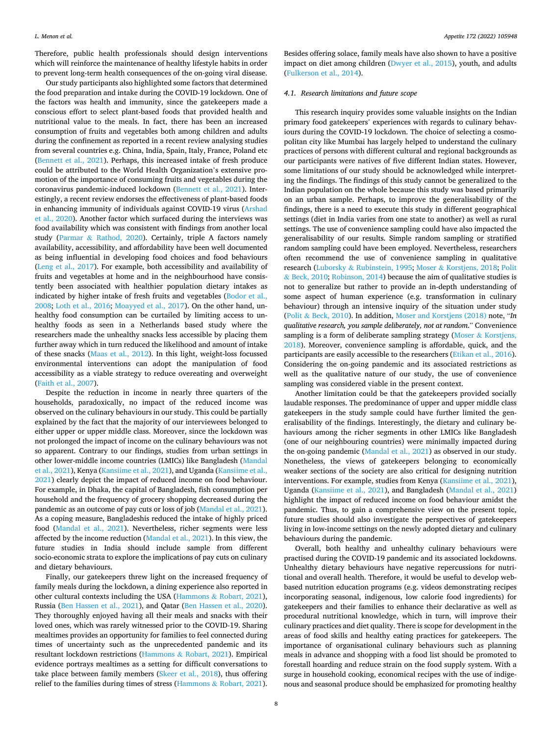Therefore, public health professionals should design interventions which will reinforce the maintenance of healthy lifestyle habits in order to prevent long-term health consequences of the on-going viral disease.

Our study participants also highlighted some factors that determined the food preparation and intake during the COVID-19 lockdown. One of the factors was health and immunity, since the gatekeepers made a conscious effort to select plant-based foods that provided health and nutritional value to the meals. In fact, there has been an increased consumption of fruits and vegetables both among children and adults during the confinement as reported in a recent review analysing studies from several countries e.g. China, India, Spain, Italy, France, Poland etc (Bennett et al., 2021). Perhaps, this increased intake of fresh produce could be attributed to the World Health Organization's extensive promotion of the importance of consuming fruits and vegetables during the coronavirus pandemic-induced lockdown (Bennett et al., 2021). Interestingly, a recent review endorses the effectiveness of plant-based foods in enhancing immunity of individuals against COVID-19 virus (Arshad et al., 2020). Another factor which surfaced during the interviews was food availability which was consistent with findings from another local study (Parmar & Rathod, 2020). Certainly, triple A factors namely availability, accessibility, and affordability have been well documented as being influential in developing food choices and food behaviours (Leng et al., 2017). For example, both accessibility and availability of fruits and vegetables at home and in the neighbourhood have consistently been associated with healthier population dietary intakes as indicated by higher intake of fresh fruits and vegetables (Bodor et al., 2008; Loth et al., 2016; Moayyed et al., 2017). On the other hand, unhealthy food consumption can be curtailed by limiting access to unhealthy foods as seen in a Netherlands based study where the researchers made the unhealthy snacks less accessible by placing them further away which in turn reduced the likelihood and amount of intake of these snacks (Maas et al., 2012). In this light, weight-loss focussed environmental interventions can adopt the manipulation of food accessibility as a viable strategy to reduce overeating and overweight (Faith et al., 2007).

Despite the reduction in income in nearly three quarters of the households, paradoxically, no impact of the reduced income was observed on the culinary behaviours in our study. This could be partially explained by the fact that the majority of our interviewees belonged to either upper or upper middle class. Moreover, since the lockdown was not prolonged the impact of income on the culinary behaviours was not so apparent. Contrary to our findings, studies from urban settings in other lower-middle income countries (LMICs) like Bangladesh (Mandal et al., 2021), Kenya (Kansiime et al., 2021), and Uganda (Kansiime et al., 2021) clearly depict the impact of reduced income on food behaviour. For example, in Dhaka, the capital of Bangladesh, fish consumption per household and the frequency of grocery shopping decreased during the pandemic as an outcome of pay cuts or loss of job (Mandal et al., 2021). As a coping measure, Bangladeshis reduced the intake of highly priced food (Mandal et al., 2021). Nevertheless, richer segments were less affected by the income reduction (Mandal et al., 2021). In this view, the future studies in India should include sample from different socio-economic strata to explore the implications of pay cuts on culinary and dietary behaviours.

Finally, our gatekeepers threw light on the increased frequency of family meals during the lockdown, a dining experience also reported in other cultural contexts including the USA (Hammons & Robart, 2021), Russia (Ben Hassen et al., 2021), and Qatar (Ben Hassen et al., 2020). They thoroughly enjoyed having all their meals and snacks with their loved ones, which was rarely witnessed prior to the COVID-19. Sharing mealtimes provides an opportunity for families to feel connected during times of uncertainty such as the unprecedented pandemic and its resultant lockdown restrictions (Hammons & Robart, 2021). Empirical evidence portrays mealtimes as a setting for difficult conversations to take place between family members (Skeer et al., 2018), thus offering relief to the families during times of stress (Hammons & Robart, 2021). Besides offering solace, family meals have also shown to have a positive impact on diet among children (Dwyer et al., 2015), youth, and adults (Fulkerson et al., 2014).

### 4.1. Research limitations and future scope

This research inquiry provides some valuable insights on the Indian primary food gatekeepers' experiences with regards to culinary behaviours during the COVID-19 lockdown. The choice of selecting a cosmopolitan city like Mumbai has largely helped to understand the culinary practices of persons with different cultural and regional backgrounds as our participants were natives of five different Indian states. However, some limitations of our study should be acknowledged while interpreting the findings. The findings of this study cannot be generalized to the Indian population on the whole because this study was based primarily on an urban sample. Perhaps, to improve the generalisability of the findings, there is a need to execute this study in different geographical settings (diet in India varies from one state to another) as well as rural settings. The use of convenience sampling could have also impacted the generalisability of our results. Simple random sampling or stratified random sampling could have been employed. Nevertheless, researchers often recommend the use of convenience sampling in qualitative research (Luborsky & Rubinstein, 1995; Moser & Korstjens, 2018; Polit & Beck, 2010; Robinson, 2014) because the aim of qualitative studies is not to generalize but rather to provide an in-depth understanding of some aspect of human experience (e.g. transformation in culinary behaviour) through an intensive inquiry of the situation under study (Polit & Beck, 2010). In addition, Moser and Korstjens (2018) note, "*In qualitative research, you sample deliberately, not at random.*" Convenience sampling is a form of deliberate sampling strategy (Moser & Korstjens, 2018). Moreover, convenience sampling is affordable, quick, and the participants are easily accessible to the researchers (Etikan et al., 2016). Considering the on-going pandemic and its associated restrictions as well as the qualitative nature of our study, the use of convenience sampling was considered viable in the present context.

Another limitation could be that the gatekeepers provided socially laudable responses. The predominance of upper and upper middle class gatekeepers in the study sample could have further limited the generalisability of the findings. Interestingly, the dietary and culinary behaviours among the richer segments in other LMICs like Bangladesh (one of our neighbouring countries) were minimally impacted during the on-going pandemic (Mandal et al., 2021) as observed in our study. Nonetheless, the views of gatekeepers belonging to economically weaker sections of the society are also critical for designing nutrition interventions. For example, studies from Kenya (Kansiime et al., 2021), Uganda (Kansiime et al., 2021), and Bangladesh (Mandal et al., 2021) highlight the impact of reduced income on food behaviour amidst the pandemic. Thus, to gain a comprehensive view on the present topic, future studies should also investigate the perspectives of gatekeepers living in low-income settings on the newly adopted dietary and culinary behaviours during the pandemic.

Overall, both healthy and unhealthy culinary behaviours were practised during the COVID-19 pandemic and its associated lockdowns. Unhealthy dietary behaviours have negative repercussions for nutritional and overall health. Therefore, it would be useful to develop web-based nutrition education programs (e.g. videos demonstrating recipes incorporating seasonal, indigenous, low calorie food ingredients) for gatekeepers and their families to enhance their declarative as well as procedural nutritional knowledge, which in turn, will improve their culinary practices and diet quality. There is scope for development in the areas of food skills and healthy eating practices for gatekeepers. The importance of organisational culinary behaviours such as planning meals in advance and shopping with a food list should be promoted to forestall hoarding and reduce strain on the food supply system. With a surge in household cooking, economical recipes with the use of indigenous and seasonal produce should be emphasized for promoting healthy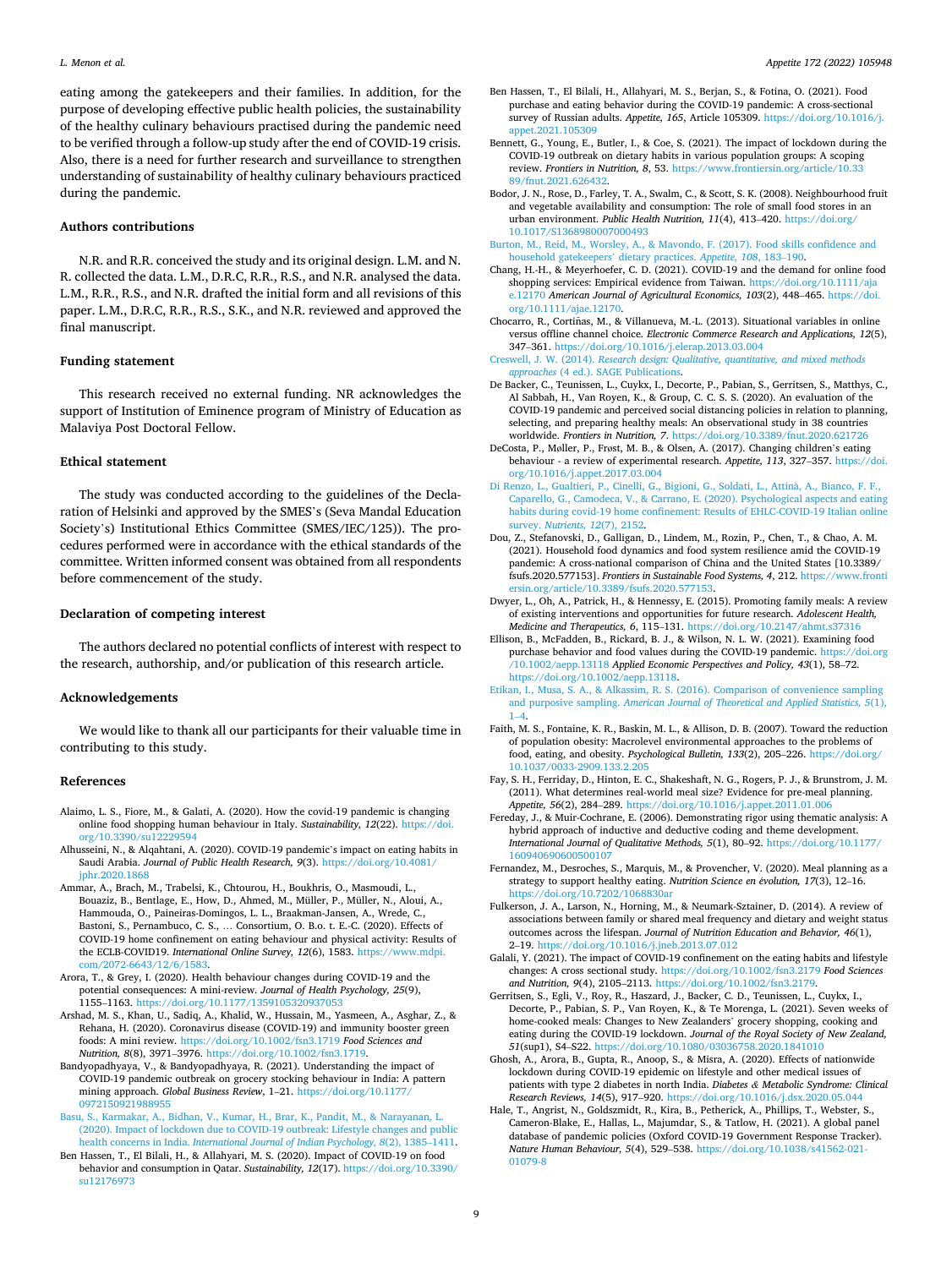eating among the gatekeepers and their families. In addition, for the purpose of developing effective public health policies, the sustainability of the healthy culinary behaviours practised during the pandemic need to be verified through a follow-up study after the end of COVID-19 crisis. Also, there is a need for further research and surveillance to strengthen understanding of sustainability of healthy culinary behaviours practiced during the pandemic.

## Authors contributions

N.R. and R.R. conceived the study and its original design. L.M. and N. R. collected the data. L.M., D.R.C, R.R., R.S., and N.R. analysed the data. L.M., R.R., R.S., and N.R. drafted the initial form and all revisions of this paper. L.M., D.R.C, R.R., R.S., S.K., and N.R. reviewed and approved the final manuscript.

## Funding statement

This research received no external funding. NR acknowledges the support of Institution of Eminence program of Ministry of Education as Malaviya Post Doctoral Fellow.

## Ethical statement

The study was conducted according to the guidelines of the Declaration of Helsinki and approved by the SMES's (Seva Mandal Education Society's) Institutional Ethics Committee (SMES/IEC/125)). The procedures performed were in accordance with the ethical standards of the committee. Written informed consent was obtained from all respondents before commencement of the study.

## Declaration of competing interest

The authors declared no potential conflicts of interest with respect to the research, authorship, and/or publication of this research article.

## Acknowledgements

We would like to thank all our participants for their valuable time in contributing to this study.

## References

Alaimo, L. S., Fiore, M., & Galati, A. (2020). How the covid-19 pandemic is changing online food shopping human behaviour in Italy. *Sustainability, 12*(22). https://doi.org/10.3390/su12229594

Alhusseini, N., & Alqahtani, A. (2020). COVID-19 pandemic's impact on eating habits in Saudi Arabia. *Journal of Public Health Research, 9*(3). https://doi.org/10.4081/jphr.2020.1868

Ammar, A., Brach, M., Trabelsi, K., Chtourou, H., Boukhris, O., Masmoudi, L., Bouaziz, B., Bentlage, E., How, D., Ahmed, M., Müller, P., Müller, N., Aloui, A., Hammouda, O., Paineiras-Domingos, L. L., Braakman-Jansen, A., Wrede, C., Bastoni, S., Pernambuco, C. S., … Consortium, O. B.o. t. E.-C. (2020). Effects of COVID-19 home confinement on eating behaviour and physical activity: Results of the ECLB-COVID19. *International Online Survey, 12*(6), 1583. https://www.mdpi.com/2072-6643/12/6/1583.

Arora, T., & Grey, I. (2020). Health behaviour changes during COVID-19 and the potential consequences: A mini-review. *Journal of Health Psychology, 25*(9), 1155–1163. https://doi.org/10.1177/1359105320937053

Arshad, M. S., Khan, U., Sadiq, A., Khalid, W., Hussain, M., Yasmeen, A., Asghar, Z., & Rehana, H. (2020). Coronavirus disease (COVID-19) and immunity booster green foods: A mini review. https://doi.org/10.1002/fsn3.1719 *Food Sciences and Nutrition, 8*(8), 3971–3976. https://doi.org/10.1002/fsn3.1719.

Bandyopadhyaya, V., & Bandyopadhyaya, R. (2021). Understanding the impact of COVID-19 pandemic outbreak on grocery stocking behaviour in India: A pattern mining approach. *Global Business Review*, 1–21. https://doi.org/10.1177/0972150921988955

Basu, S., Karmakar, A., Bidhan, V., Kumar, H., Brar, K., Pandit, M., & Narayanan, L. (2020). Impact of lockdown due to COVID-19 outbreak: Lifestyle changes and public health concerns in India. *International Journal of Indian Psychology, 8*(2), 1385–1411.

Ben Hassen, T., El Bilali, H., & Allahyari, M. S. (2020). Impact of COVID-19 on food behavior and consumption in Qatar. *Sustainability, 12*(17). https://doi.org/10.3390/su12176973

Ben Hassen, T., El Bilali, H., Allahyari, M. S., Berjan, S., & Fotina, O. (2021). Food purchase and eating behavior during the COVID-19 pandemic: A cross-sectional survey of Russian adults. *Appetite, 165*, Article 105309. https://doi.org/10.1016/j.appet.2021.105309

Bennett, G., Young, E., Butler, I., & Coe, S. (2021). The impact of lockdown during the COVID-19 outbreak on dietary habits in various population groups: A scoping review. *Frontiers in Nutrition, 8*, 53. https://www.frontiersin.org/article/10.3389/fnut.2021.626432.

Bodor, J. N., Rose, D., Farley, T. A., Swalm, C., & Scott, S. K. (2008). Neighbourhood fruit and vegetable availability and consumption: The role of small food stores in an urban environment. *Public Health Nutrition, 11*(4), 413–420. https://doi.org/10.1017/S1368980007000493

Burton, M., Reid, M., Worsley, A., & Mavondo, F. (2017). Food skills confidence and household gatekeepers' dietary practices. *Appetite, 108*, 183–190.

Chang, H.-H., & Meyerhoefer, C. D. (2021). COVID-19 and the demand for online food shopping services: Empirical evidence from Taiwan. https://doi.org/10.1111/ajae.12170 *American Journal of Agricultural Economics, 103*(2), 448–465. https://doi.org/10.1111/ajae.12170.

Chocarro, R., Cortiñas, M., & Villanueva, M.-L. (2013). Situational variables in online versus offline channel choice. *Electronic Commerce Research and Applications, 12*(5), 347–361. https://doi.org/10.1016/j.elerap.2013.03.004

Creswell, J. W. (2014). *Research design: Qualitative, quantitative, and mixed methods approaches* (4 ed.). SAGE Publications.

De Backer, C., Teunissen, L., Cuykx, I., Decorte, P., Pabian, S., Gerritsen, S., Matthys, C., Al Sabbah, H., Van Royen, K., & Group, C. C. S. S. (2020). An evaluation of the COVID-19 pandemic and perceived social distancing policies in relation to planning, selecting, and preparing healthy meals: An observational study in 38 countries worldwide. *Frontiers in Nutrition, 7*. https://doi.org/10.3389/fnut.2020.621726

DeCosta, P., Møller, P., Frøst, M. B., & Olsen, A. (2017). Changing children's eating behaviour - a review of experimental research. *Appetite, 113*, 327–357. https://doi.org/10.1016/j.appet.2017.03.004

Di Renzo, L., Gualtieri, P., Cinelli, G., Bigioni, G., Soldati, L., Attinà, A., Bianco, F. F., Caparello, G., Camodeca, V., & Carrano, E. (2020). Psychological aspects and eating habits during covid-19 home confinement: Results of EHLC-COVID-19 Italian online survey. *Nutrients, 12*(7), 2152.

Dou, Z., Stefanovski, D., Galligan, D., Lindem, M., Rozin, P., Chen, T., & Chao, A. M. (2021). Household food dynamics and food system resilience amid the COVID-19 pandemic: A cross-national comparison of China and the United States [10.3389/fsufs.2020.577153]. *Frontiers in Sustainable Food Systems, 4*, 212. https://www.frontiersin.org/article/10.3389/fsufs.2020.577153.

Dwyer, L., Oh, A., Patrick, H., & Hennessy, E. (2015). Promoting family meals: A review of existing interventions and opportunities for future research. *Adolescent Health, Medicine and Therapeutics, 6*, 115–131. https://doi.org/10.2147/ahmt.s37316

Ellison, B., McFadden, B., Rickard, B. J., & Wilson, N. L. W. (2021). Examining food purchase behavior and food values during the COVID-19 pandemic. https://doi.org/10.1002/aepp.13118 *Applied Economic Perspectives and Policy, 43*(1), 58–72. https://doi.org/10.1002/aepp.13118.

Etikan, I., Musa, S. A., & Alkassim, R. S. (2016). Comparison of convenience sampling and purposive sampling. *American Journal of Theoretical and Applied Statistics, 5*(1), 1–4.

Faith, M. S., Fontaine, K. R., Baskin, M. L., & Allison, D. B. (2007). Toward the reduction of population obesity: Macrolevel environmental approaches to the problems of food, eating, and obesity. *Psychological Bulletin, 133*(2), 205–226. https://doi.org/10.1037/0033-2909.133.2.205

Fay, S. H., Ferriday, D., Hinton, E. C., Shakeshaft, N. G., Rogers, P. J., & Brunstrom, J. M. (2011). What determines real-world meal size? Evidence for pre-meal planning. *Appetite, 56*(2), 284–289. https://doi.org/10.1016/j.appet.2011.01.006

Fereday, J., & Muir-Cochrane, E. (2006). Demonstrating rigor using thematic analysis: A hybrid approach of inductive and deductive coding and theme development. *International Journal of Qualitative Methods, 5*(1), 80–92. https://doi.org/10.1177/160940690600500107

Fernandez, M., Desroches, S., Marquis, M., & Provencher, V. (2020). Meal planning as a strategy to support healthy eating. *Nutrition Science en évolution, 17*(3), 12–16. https://doi.org/10.7202/1068830ar

Fulkerson, J. A., Larson, N., Horning, M., & Neumark-Sztainer, D. (2014). A review of associations between family or shared meal frequency and dietary and weight status outcomes across the lifespan. *Journal of Nutrition Education and Behavior, 46*(1), 2–19. https://doi.org/10.1016/j.jneb.2013.07.012

Galali, Y. (2021). The impact of COVID-19 confinement on the eating habits and lifestyle changes: A cross sectional study. https://doi.org/10.1002/fsn3.2179 *Food Sciences and Nutrition, 9*(4), 2105–2113. https://doi.org/10.1002/fsn3.2179.

Gerritsen, S., Egli, V., Roy, R., Haszard, J., Backer, C. D., Teunissen, L., Cuykx, I., Decorte, P., Pabian, S. P., Van Royen, K., & Te Morenga, L. (2021). Seven weeks of home-cooked meals: Changes to New Zealanders' grocery shopping, cooking and eating during the COVID-19 lockdown. *Journal of the Royal Society of New Zealand, 51*(sup1), S4–S22. https://doi.org/10.1080/03036758.2020.1841010

Ghosh, A., Arora, B., Gupta, R., Anoop, S., & Misra, A. (2020). Effects of nationwide lockdown during COVID-19 epidemic on lifestyle and other medical issues of patients with type 2 diabetes in north India. *Diabetes & Metabolic Syndrome: Clinical Research Reviews, 14*(5), 917–920. https://doi.org/10.1016/j.dsx.2020.05.044

Hale, T., Angrist, N., Goldszmidt, R., Kira, B., Petherick, A., Phillips, T., Webster, S., Cameron-Blake, E., Hallas, L., Majumdar, S., & Tatlow, H. (2021). A global panel database of pandemic policies (Oxford COVID-19 Government Response Tracker). *Nature Human Behaviour, 5*(4), 529–538. https://doi.org/10.1038/s41562-021-01079-8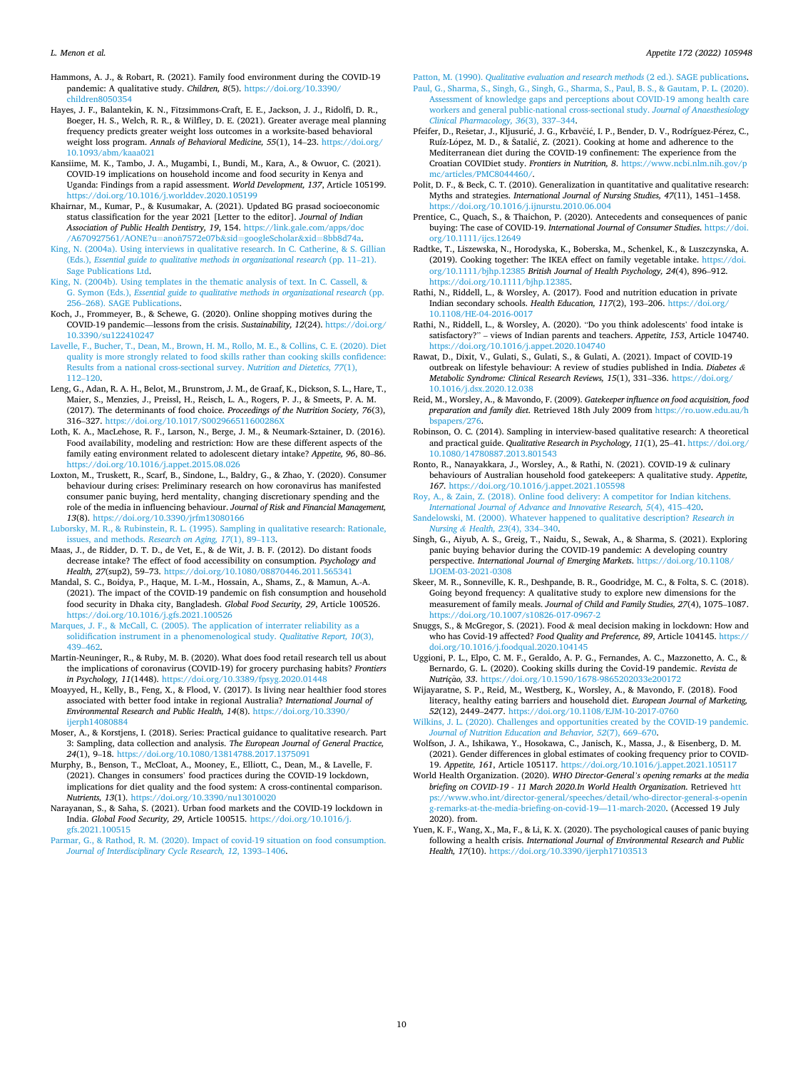Hammons, A. J., & Robart, R. (2021). Family food environment during the COVID-19 pandemic: A qualitative study. *Children, 8*(5). https://doi.org/10.3390/children8050354

Hayes, J. F., Balantekin, K. N., Fitzsimmons-Craft, E. E., Jackson, J. J., Ridolfi, D. R., Boeger, H. S., Welch, R. R., & Wilfley, D. E. (2021). Greater average meal planning frequency predicts greater weight loss outcomes in a worksite-based behavioral weight loss program. *Annals of Behavioral Medicine, 55*(1), 14–23. https://doi.org/10.1093/abm/kaaa021

Kansiime, M. K., Tambo, J. A., Mugambi, I., Bundi, M., Kara, A., & Owuor, C. (2021). COVID-19 implications on household income and food security in Kenya and Uganda: Findings from a rapid assessment. *World Development, 137*, Article 105199. https://doi.org/10.1016/j.worlddev.2020.105199

Khairnar, M., Kumar, P., & Kusumakar, A. (2021). Updated BG prasad socioeconomic status classification for the year 2021 [Letter to the editor]. *Journal of Indian Association of Public Health Dentistry, 19*, 154. https://link.gale.com/apps/doc/A670927561/AONE?u=anon7572e07b&sid=googleScholar&xid=8bb8d74a.

King, N. (2004a). Using interviews in qualitative research. In C. Catherine, & S. Gillian (Eds.), *Essential guide to qualitative methods in organizational research* (pp. 11–21). Sage Publications Ltd.

King, N. (2004b). Using templates in the thematic analysis of text. In C. Cassell, & G. Symon (Eds.), *Essential guide to qualitative methods in organizational research* (pp. 256–268). SAGE Publications.

Koch, J., Frommeyer, B., & Schewe, G. (2020). Online shopping motives during the COVID-19 pandemic—lessons from the crisis. *Sustainability, 12*(24). https://doi.org/10.3390/su122410247

Lavelle, F., Bucher, T., Dean, M., Brown, H. M., Rollo, M. E., & Collins, C. E. (2020). Diet quality is more strongly related to food skills rather than cooking skills confidence: Results from a national cross-sectional survey. *Nutrition and Dietetics, 77*(1), 112–120.

Leng, G., Adan, R. A. H., Belot, M., Brunstrom, J. M., de Graaf, K., Dickson, S. L., Hare, T., Maier, S., Menzies, J., Preissl, H., Reisch, L. A., Rogers, P. J., & Smeets, P. A. M. (2017). The determinants of food choice. *Proceedings of the Nutrition Society, 76*(3), 316–327. https://doi.org/10.1017/S002966511600286X

Loth, K. A., MacLehose, R. F., Larson, N., Berge, J. M., & Neumark-Sztainer, D. (2016). Food availability, modeling and restriction: How are these different aspects of the family eating environment related to adolescent dietary intake? *Appetite, 96*, 80–86. https://doi.org/10.1016/j.appet.2015.08.026

Loxton, M., Truskett, R., Scarf, B., Sindone, L., Baldry, G., & Zhao, Y. (2020). Consumer behaviour during crises: Preliminary research on how coronavirus has manifested consumer panic buying, herd mentality, changing discretionary spending and the role of the media in influencing behaviour. *Journal of Risk and Financial Management, 13*(8). https://doi.org/10.3390/jrfm13080166

Luborsky, M. R., & Rubinstein, R. L. (1995). Sampling in qualitative research: Rationale, issues, and methods. *Research on Aging, 17*(1), 89–113.

Maas, J., de Ridder, D. T. D., de Vet, E., & de Wit, J. B. F. (2012). Do distant foods decrease intake? The effect of food accessibility on consumption. *Psychology and Health, 27*(sup2), 59–73. https://doi.org/10.1080/08870446.2011.565341

Mandal, S. C., Boidya, P., Haque, M. I.-M., Hossain, A., Shams, Z., & Mamun, A.-A. (2021). The impact of the COVID-19 pandemic on fish consumption and household food security in Dhaka city, Bangladesh. *Global Food Security, 29*, Article 100526. https://doi.org/10.1016/j.gfs.2021.100526

Marques, J. F., & McCall, C. (2005). The application of interrater reliability as a solidification instrument in a phenomenological study. *Qualitative Report, 10*(3), 439–462.

Martin-Neuninger, R., & Ruby, M. B. (2020). What does food retail research tell us about the implications of coronavirus (COVID-19) for grocery purchasing habits? *Frontiers in Psychology, 11*(1448). https://doi.org/10.3389/fpsyg.2020.01448

Moayyed, H., Kelly, B., Feng, X., & Flood, V. (2017). Is living near healthier food stores associated with better food intake in regional Australia? *International Journal of Environmental Research and Public Health, 14*(8). https://doi.org/10.3390/ijerph14080884

Moser, A., & Korstjens, I. (2018). Series: Practical guidance to qualitative research. Part 3: Sampling, data collection and analysis. *The European Journal of General Practice, 24*(1), 9–18. https://doi.org/10.1080/13814788.2017.1375091

Murphy, B., Benson, T., McCloat, A., Mooney, E., Elliott, C., Dean, M., & Lavelle, F. (2021). Changes in consumers' food practices during the COVID-19 lockdown, implications for diet quality and the food system: A cross-continental comparison. *Nutrients, 13*(1). https://doi.org/10.3390/nu13010020

Narayanan, S., & Saha, S. (2021). Urban food markets and the COVID-19 lockdown in India. *Global Food Security, 29*, Article 100515. https://doi.org/10.1016/j.gfs.2021.100515

Parmar, G., & Rathod, R. M. (2020). Impact of covid-19 situation on food consumption. *Journal of Interdisciplinary Cycle Research, 12*, 1393–1406.

Patton, M. (1990). *Qualitative evaluation and research methods* (2 ed.). SAGE publications.

Paul, G., Sharma, S., Singh, G., Singh, G., Sharma, S., Paul, B. S., & Gautam, P. L. (2020). Assessment of knowledge gaps and perceptions about COVID-19 among health care workers and general public-national cross-sectional study. *Journal of Anaesthesiology Clinical Pharmacology, 36*(3), 337–344.

Pfeifer, D., Rešetar, J., Kljusurić, J. G., Krbavčić, I. P., Bender, D. V., Rodríguez-Pérez, C., Ruíz-López, M. D., & Šatalić, Z. (2021). Cooking at home and adherence to the Mediterranean diet during the COVID-19 confinement: The experience from the Croatian COVIDiet study. *Frontiers in Nutrition, 8*. https://www.ncbi.nlm.nih.gov/pmc/articles/PMC8044460/.

Polit, D. F., & Beck, C. T. (2010). Generalization in quantitative and qualitative research: Myths and strategies. *International Journal of Nursing Studies, 47*(11), 1451–1458. https://doi.org/10.1016/j.ijnurstu.2010.06.004

Prentice, C., Quach, S., & Thaichon, P. (2020). Antecedents and consequences of panic buying: The case of COVID-19. *International Journal of Consumer Studies*. https://doi.org/10.1111/ijcs.12649

Radtke, T., Liszewska, N., Horodyska, K., Boberska, M., Schenkel, K., & Luszczynska, A. (2019). Cooking together: The IKEA effect on family vegetable intake. https://doi.org/10.1111/bjhp.12385 *British Journal of Health Psychology, 24*(4), 896–912. https://doi.org/10.1111/bjhp.12385.

Rathi, N., Riddell, L., & Worsley, A. (2017). Food and nutrition education in private Indian secondary schools. *Health Education, 117*(2), 193–206. https://doi.org/10.1108/HE-04-2016-0017

Rathi, N., Riddell, L., & Worsley, A. (2020). "Do you think adolescents' food intake is satisfactory?" – views of Indian parents and teachers. *Appetite, 153*, Article 104740. https://doi.org/10.1016/j.appet.2020.104740

Rawat, D., Dixit, V., Gulati, S., Gulati, S., & Gulati, A. (2021). Impact of COVID-19 outbreak on lifestyle behaviour: A review of studies published in India. *Diabetes & Metabolic Syndrome: Clinical Research Reviews, 15*(1), 331–336. https://doi.org/10.1016/j.dsx.2020.12.038

Reid, M., Worsley, A., & Mavondo, F. (2009). *Gatekeeper influence on food acquisition, food preparation and family diet.* Retrieved 18th July 2009 from https://ro.uow.edu.au/hbspapers/276.

Robinson, O. C. (2014). Sampling in interview-based qualitative research: A theoretical and practical guide. *Qualitative Research in Psychology, 11*(1), 25–41. https://doi.org/10.1080/14780887.2013.801543

Ronto, R., Nanayakkara, J., Worsley, A., & Rathi, N. (2021). COVID-19 & culinary behaviours of Australian household food gatekeepers: A qualitative study. *Appetite, 167*. https://doi.org/10.1016/j.appet.2021.105598

Roy, A., & Zain, Z. (2018). Online food delivery: A competitor for Indian kitchens. *International Journal of Advance and Innovative Research, 5*(4), 415–420.

Sandelowski, M. (2000). Whatever happened to qualitative description? *Research in Nursing & Health, 23*(4), 334–340.

Singh, G., Aiyub, A. S., Greig, T., Naidu, S., Sewak, A., & Sharma, S. (2021). Exploring panic buying behavior during the COVID-19 pandemic: A developing country perspective. *International Journal of Emerging Markets*. https://doi.org/10.1108/IJOEM-03-2021-0308

Skeer, M. R., Sonneville, K. R., Deshpande, B. R., Goodridge, M. C., & Folta, S. C. (2018). Going beyond frequency: A qualitative study to explore new dimensions for the measurement of family meals. *Journal of Child and Family Studies, 27*(4), 1075–1087. https://doi.org/10.1007/s10826-017-0967-2

Snuggs, S., & McGregor, S. (2021). Food & meal decision making in lockdown: How and who has Covid-19 affected? *Food Quality and Preference, 89*, Article 104145. https://doi.org/10.1016/j.foodqual.2020.104145

Uggioni, P. L., Elpo, C. M. F., Geraldo, A. P. G., Fernandes, A. C., Mazzonetto, A. C., & Bernardo, G. L. (2020). Cooking skills during the Covid-19 pandemic. *Revista de Nutrição, 33*. https://doi.org/10.1590/1678-9865202033e200172

Wijayaratne, S. P., Reid, M., Westberg, K., Worsley, A., & Mavondo, F. (2018). Food literacy, healthy eating barriers and household diet. *European Journal of Marketing, 52*(12), 2449–2477. https://doi.org/10.1108/EJM-10-2017-0760

Wilkins, J. L. (2020). Challenges and opportunities created by the COVID-19 pandemic. *Journal of Nutrition Education and Behavior, 52*(7), 669–670.

Wolfson, J. A., Ishikawa, Y., Hosokawa, C., Janisch, K., Massa, J., & Eisenberg, D. M. (2021). Gender differences in global estimates of cooking frequency prior to COVID-19. *Appetite, 161*, Article 105117. https://doi.org/10.1016/j.appet.2021.105117

World Health Organization. (2020). *WHO Director-General's opening remarks at the media briefing on COVID-19 - 11 March 2020.In World Health Organization.* Retrieved https://www.who.int/director-general/speeches/detail/who-director-general-s-opening-remarks-at-the-media-briefing-on-covid-19—11-march-2020. (Accessed 19 July 2020). from.

Yuen, K. F., Wang, X., Ma, F., & Li, K. X. (2020). The psychological causes of panic buying following a health crisis. *International Journal of Environmental Research and Public Health, 17*(10). https://doi.org/10.3390/ijerph17103513